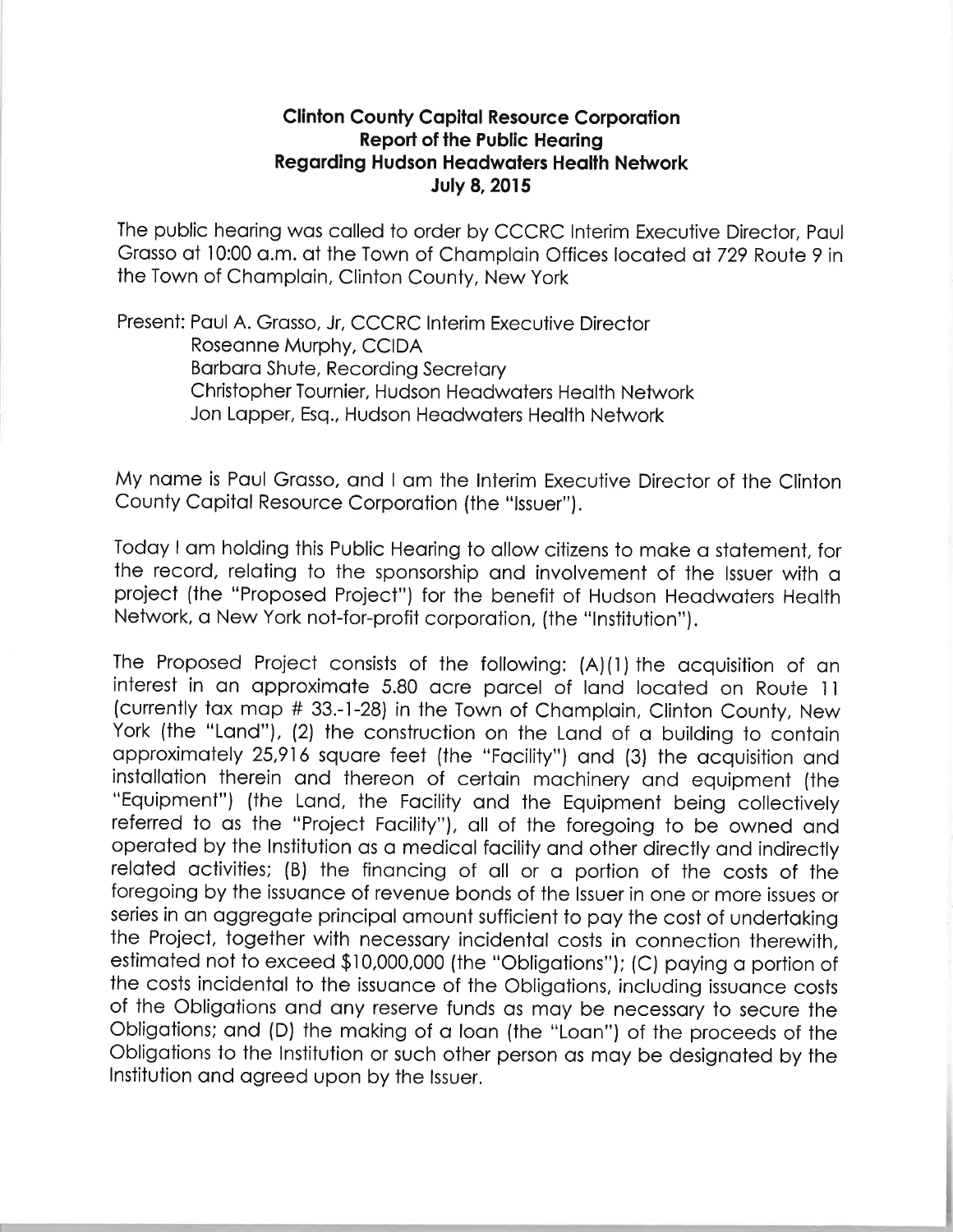# Clinton County Capital Resource Corporation
## Report of the Public Hearing
## Regarding Hudson Headwaters Health Network
## July 8, 2015

The public hearing was called to order by CCCRC Interim Executive Director, Paul Grasso at 10:00 a.m. at the Town of Champlain Offices located at 729 Route 9 in the Town of Champlain, Clinton County, New York

Present: Paul A. Grasso, Jr, CCCRC Interim Executive Director
Roseanne Murphy, CCIDA
Barbara Shute, Recording Secretary
Christopher Tournier, Hudson Headwaters Health Network
Jon Lapper, Esq., Hudson Headwaters Health Network

My name is Paul Grasso, and I am the Interim Executive Director of the Clinton County Capital Resource Corporation (the "Issuer").

Today I am holding this Public Hearing to allow citizens to make a statement, for the record, relating to the sponsorship and involvement of the Issuer with a project (the "Proposed Project") for the benefit of Hudson Headwaters Health Network, a New York not-for-profit corporation, (the "Institution").

The Proposed Project consists of the following: (A)(1) the acquisition of an interest in an approximate 5.80 acre parcel of land located on Route 11 (currently tax map # 33.-1-28) in the Town of Champlain, Clinton County, New York (the "Land"), (2) the construction on the Land of a building to contain approximately 25,916 square feet (the "Facility") and (3) the acquisition and installation therein and thereon of certain machinery and equipment (the "Equipment") (the Land, the Facility and the Equipment being collectively referred to as the "Project Facility"), all of the foregoing to be owned and operated by the Institution as a medical facility and other directly and indirectly related activities; (B) the financing of all or a portion of the costs of the foregoing by the issuance of revenue bonds of the Issuer in one or more issues or series in an aggregate principal amount sufficient to pay the cost of undertaking the Project, together with necessary incidental costs in connection therewith, estimated not to exceed $10,000,000 (the "Obligations"); (C) paying a portion of the costs incidental to the issuance of the Obligations, including issuance costs of the Obligations and any reserve funds as may be necessary to secure the Obligations; and (D) the making of a loan (the "Loan") of the proceeds of the Obligations to the Institution or such other person as may be designated by the Institution and agreed upon by the Issuer.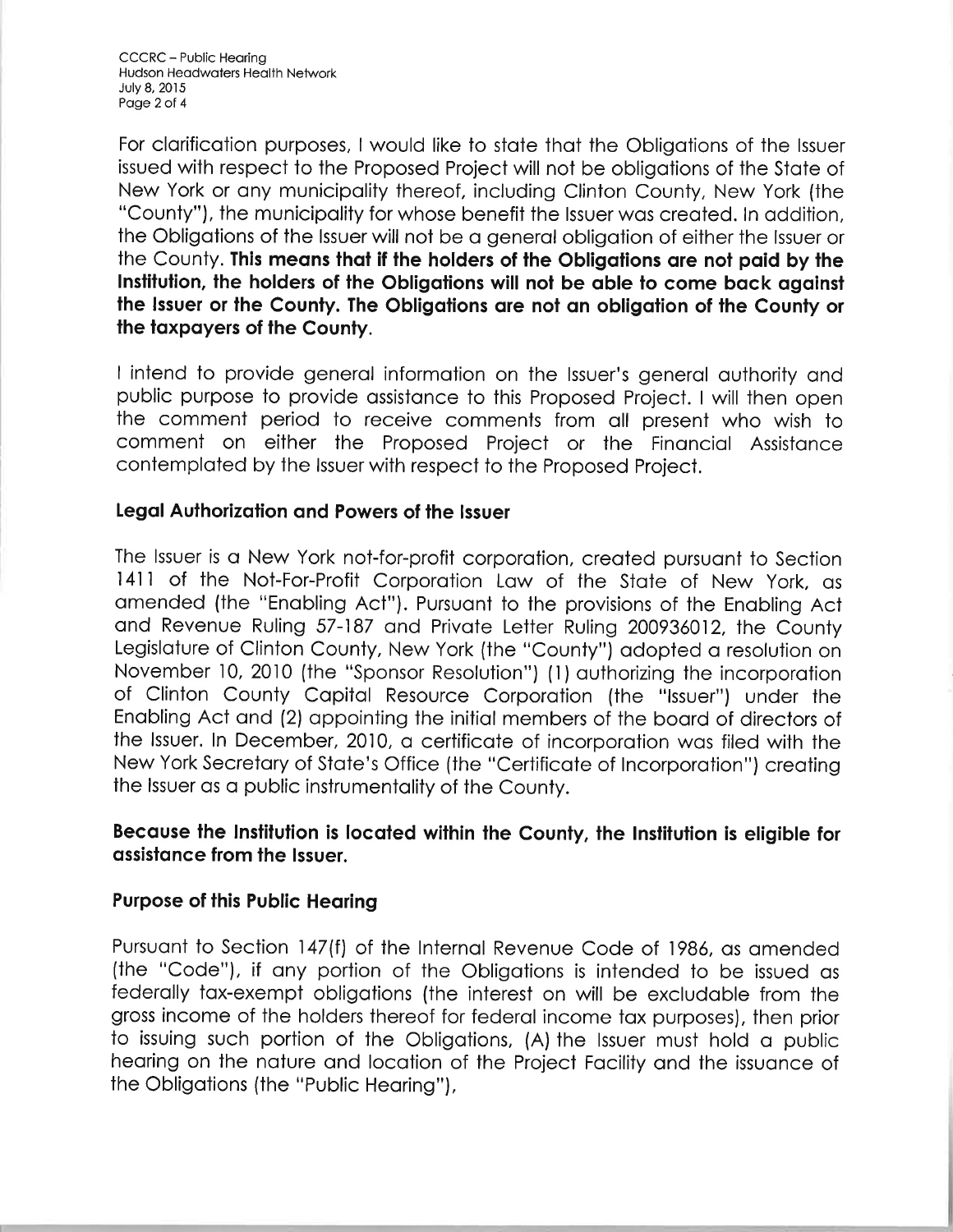For clarification purposes, I would like to state that the Obligations of the Issuer issued with respect to the Proposed Project will not be obligations of the State of New York or any municipality thereof, including Clinton County, New York (the "County"), the municipality for whose benefit the Issuer was created. In addition, the Obligations of the Issuer will not be a general obligation of either the Issuer or the County. **This means that if the holders of the Obligations are not paid by the Institution, the holders of the Obligations will not be able to come back against the Issuer or the County. The Obligations are not an obligation of the County or the taxpayers of the County.**

I intend to provide general information on the Issuer's general authority and public purpose to provide assistance to this Proposed Project. I will then open the comment period to receive comments from all present who wish to comment on either the Proposed Project or the Financial Assistance contemplated by the Issuer with respect to the Proposed Project.

**Legal Authorization and Powers of the Issuer**

The Issuer is a New York not-for-profit corporation, created pursuant to Section 1411 of the Not-For-Profit Corporation Law of the State of New York, as amended (the "Enabling Act"). Pursuant to the provisions of the Enabling Act and Revenue Ruling 57-187 and Private Letter Ruling 200936012, the County Legislature of Clinton County, New York (the "County") adopted a resolution on November 10, 2010 (the "Sponsor Resolution") (1) authorizing the incorporation of Clinton County Capital Resource Corporation (the "Issuer") under the Enabling Act and (2) appointing the initial members of the board of directors of the Issuer. In December, 2010, a certificate of incorporation was filed with the New York Secretary of State's Office (the "Certificate of Incorporation") creating the Issuer as a public instrumentality of the County.

**Because the Institution is located within the County, the Institution is eligible for assistance from the Issuer.**

**Purpose of this Public Hearing**

Pursuant to Section 147(f) of the Internal Revenue Code of 1986, as amended (the "Code"), if any portion of the Obligations is intended to be issued as federally tax-exempt obligations (the interest on will be excludable from the gross income of the holders thereof for federal income tax purposes), then prior to issuing such portion of the Obligations, (A) the Issuer must hold a public hearing on the nature and location of the Project Facility and the issuance of the Obligations (the "Public Hearing"),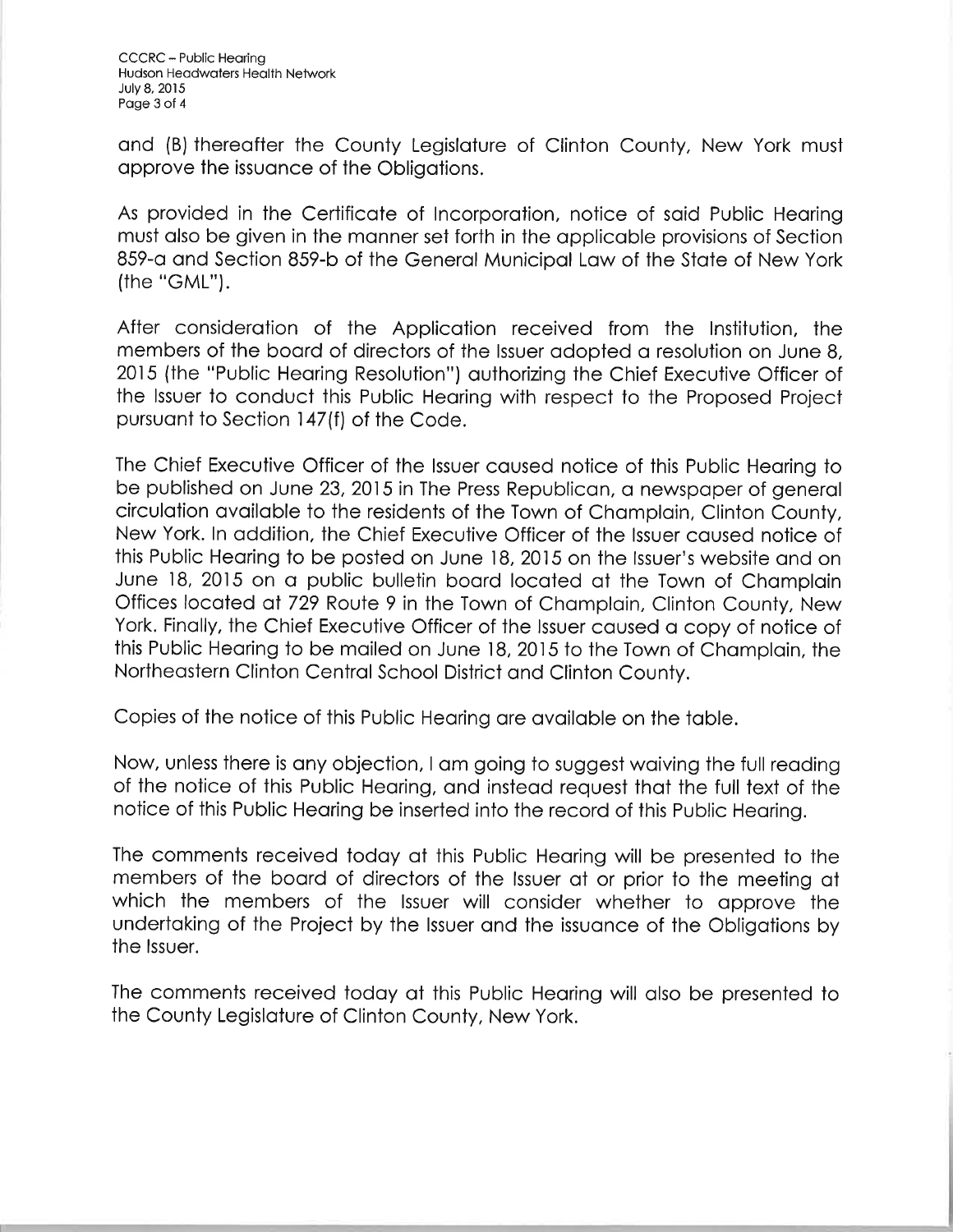and (B) thereafter the County Legislature of Clinton County, New York must approve the issuance of the Obligations.

As provided in the Certificate of Incorporation, notice of said Public Hearing must also be given in the manner set forth in the applicable provisions of Section 859-a and Section 859-b of the General Municipal Law of the State of New York (the "GML").

After consideration of the Application received from the Institution, the members of the board of directors of the Issuer adopted a resolution on June 8, 2015 (the "Public Hearing Resolution") authorizing the Chief Executive Officer of the Issuer to conduct this Public Hearing with respect to the Proposed Project pursuant to Section 147(f) of the Code.

The Chief Executive Officer of the Issuer caused notice of this Public Hearing to be published on June 23, 2015 in The Press Republican, a newspaper of general circulation available to the residents of the Town of Champlain, Clinton County, New York. In addition, the Chief Executive Officer of the Issuer caused notice of this Public Hearing to be posted on June 18, 2015 on the Issuer's website and on June 18, 2015 on a public bulletin board located at the Town of Champlain Offices located at 729 Route 9 in the Town of Champlain, Clinton County, New York. Finally, the Chief Executive Officer of the Issuer caused a copy of notice of this Public Hearing to be mailed on June 18, 2015 to the Town of Champlain, the Northeastern Clinton Central School District and Clinton County.

Copies of the notice of this Public Hearing are available on the table.

Now, unless there is any objection, I am going to suggest waiving the full reading of the notice of this Public Hearing, and instead request that the full text of the notice of this Public Hearing be inserted into the record of this Public Hearing.

The comments received today at this Public Hearing will be presented to the members of the board of directors of the Issuer at or prior to the meeting at which the members of the Issuer will consider whether to approve the undertaking of the Project by the Issuer and the issuance of the Obligations by the Issuer.

The comments received today at this Public Hearing will also be presented to the County Legislature of Clinton County, New York.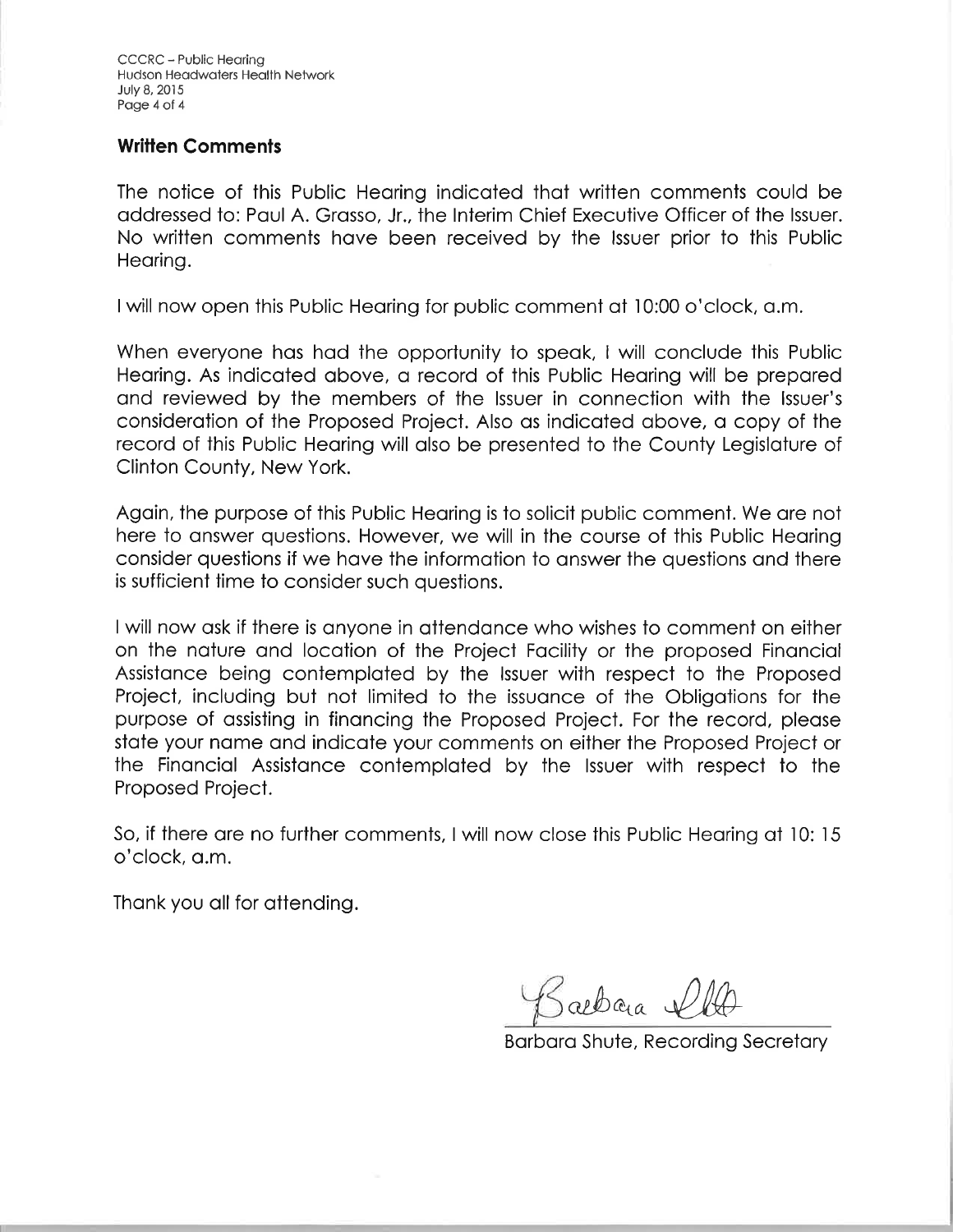## Written Comments

The notice of this Public Hearing indicated that written comments could be addressed to: Paul A. Grasso, Jr., the Interim Chief Executive Officer of the Issuer. No written comments have been received by the Issuer prior to this Public Hearing.

I will now open this Public Hearing for public comment at 10:00 o'clock, a.m.

When everyone has had the opportunity to speak, I will conclude this Public Hearing. As indicated above, a record of this Public Hearing will be prepared and reviewed by the members of the Issuer in connection with the Issuer's consideration of the Proposed Project. Also as indicated above, a copy of the record of this Public Hearing will also be presented to the County Legislature of Clinton County, New York.

Again, the purpose of this Public Hearing is to solicit public comment. We are not here to answer questions. However, we will in the course of this Public Hearing consider questions if we have the information to answer the questions and there is sufficient time to consider such questions.

I will now ask if there is anyone in attendance who wishes to comment on either on the nature and location of the Project Facility or the proposed Financial Assistance being contemplated by the Issuer with respect to the Proposed Project, including but not limited to the issuance of the Obligations for the purpose of assisting in financing the Proposed Project. For the record, please state your name and indicate your comments on either the Proposed Project or the Financial Assistance contemplated by the Issuer with respect to the Proposed Project.

So, if there are no further comments, I will now close this Public Hearing at 10: 15 o'clock, a.m.

Thank you all for attending.

Barbara Shute

Barbara Shute, Recording Secretary